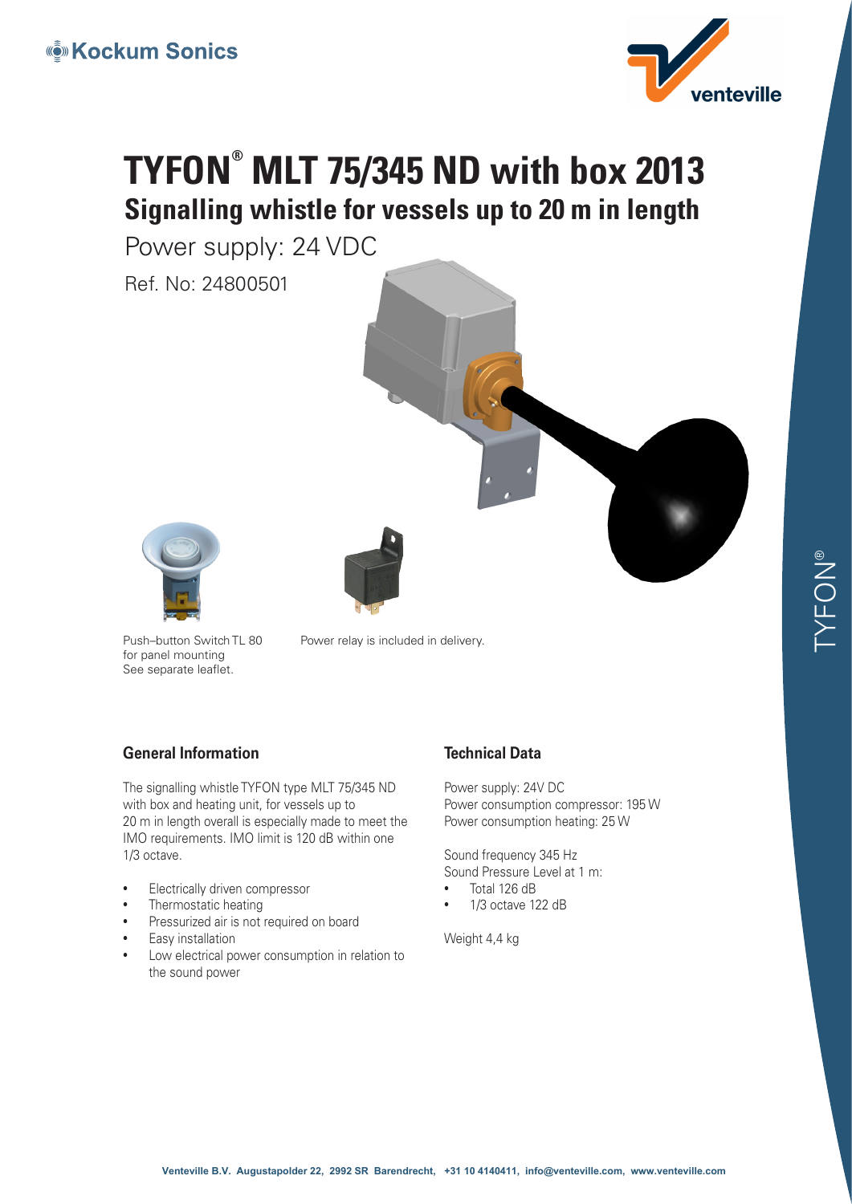Kockum Sonics

venteville

# TYFON® MLT 75/345 ND with box 2013

## Signalling whistle for vessels up to 20 m in length

Power supply: 24 VDC

Ref. No: 24800501

Push–button Switch TL 80 for panel mounting
See separate leaflet.

Power relay is included in delivery.

### General Information

The signalling whistle TYFON type MLT 75/345 ND with box and heating unit, for vessels up to 20 m in length overall is especially made to meet the IMO requirements. IMO limit is 120 dB within one 1/3 octave.

- Electrically driven compressor
- Thermostatic heating
- Pressurized air is not required on board
- Easy installation
- Low electrical power consumption in relation to the sound power

### Technical Data

Power supply: 24V DC
Power consumption compressor: 195 W
Power consumption heating: 25 W

Sound frequency 345 Hz
Sound Pressure Level at 1 m:

- Total 126 dB
- 1/3 octave 122 dB

Weight 4,4 kg

TYFON®

Venteville B.V. Augustapolder 22, 2992 SR Barendrecht, +31 10 4140411, info@venteville.com, www.venteville.com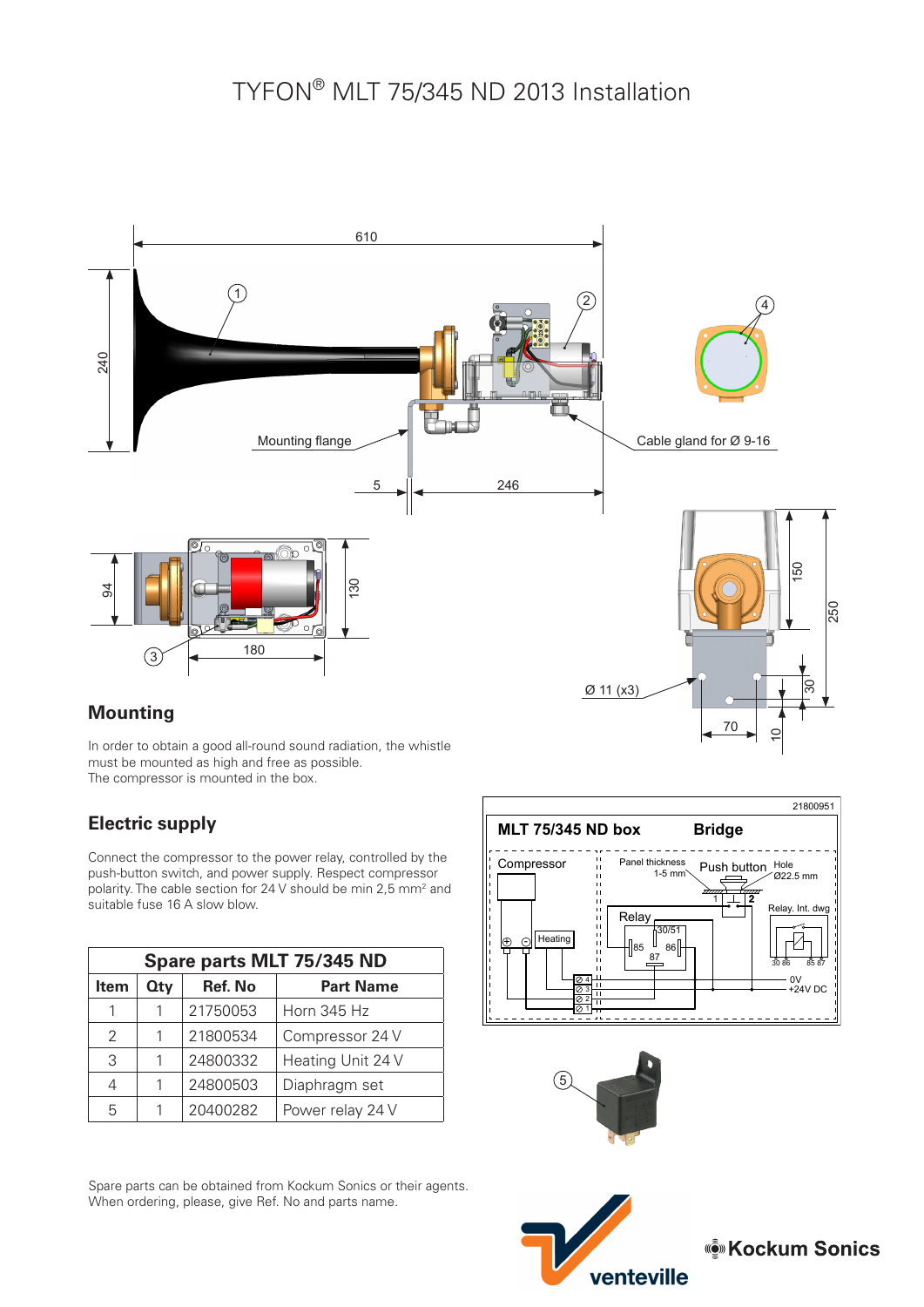# TYFON® MLT 75/345 ND 2013 Installation

610

240

Mounting flange

Cable gland for Ø 9-16

5

246

94

130

180

150

250

Ø 11 (x3)

30

70

10

## Mounting

In order to obtain a good all-round sound radiation, the whistle must be mounted as high and free as possible.
The compressor is mounted in the box.

## Electric supply

Connect the compressor to the power relay, controlled by the push-button switch, and power supply. Respect compressor polarity. The cable section for 24 V should be min 2,5 mm² and suitable fuse 16 A slow blow.

21800951

MLT 75/345 ND box

Bridge

Compressor

Heating

Panel thickness 1-5 mm

Push button

Hole Ø22.5 mm

Relay

Relay. Int. dwg

30/51

85

86

87

0V

+24V DC

| Spare parts MLT 75/345 ND | | | |
|---|---|---|---|
| **Item** | **Qty** | **Ref. No** | **Part Name** |
| 1 | 1 | 21750053 | Horn 345 Hz |
| 2 | 1 | 21800534 | Compressor 24 V |
| 3 | 1 | 24800332 | Heating Unit 24 V |
| 4 | 1 | 24800503 | Diaphragm set |
| 5 | 1 | 20400282 | Power relay 24 V |

Spare parts can be obtained from Kockum Sonics or their agents.
When ordering, please, give Ref. No and parts name.

venteville

Kockum Sonics